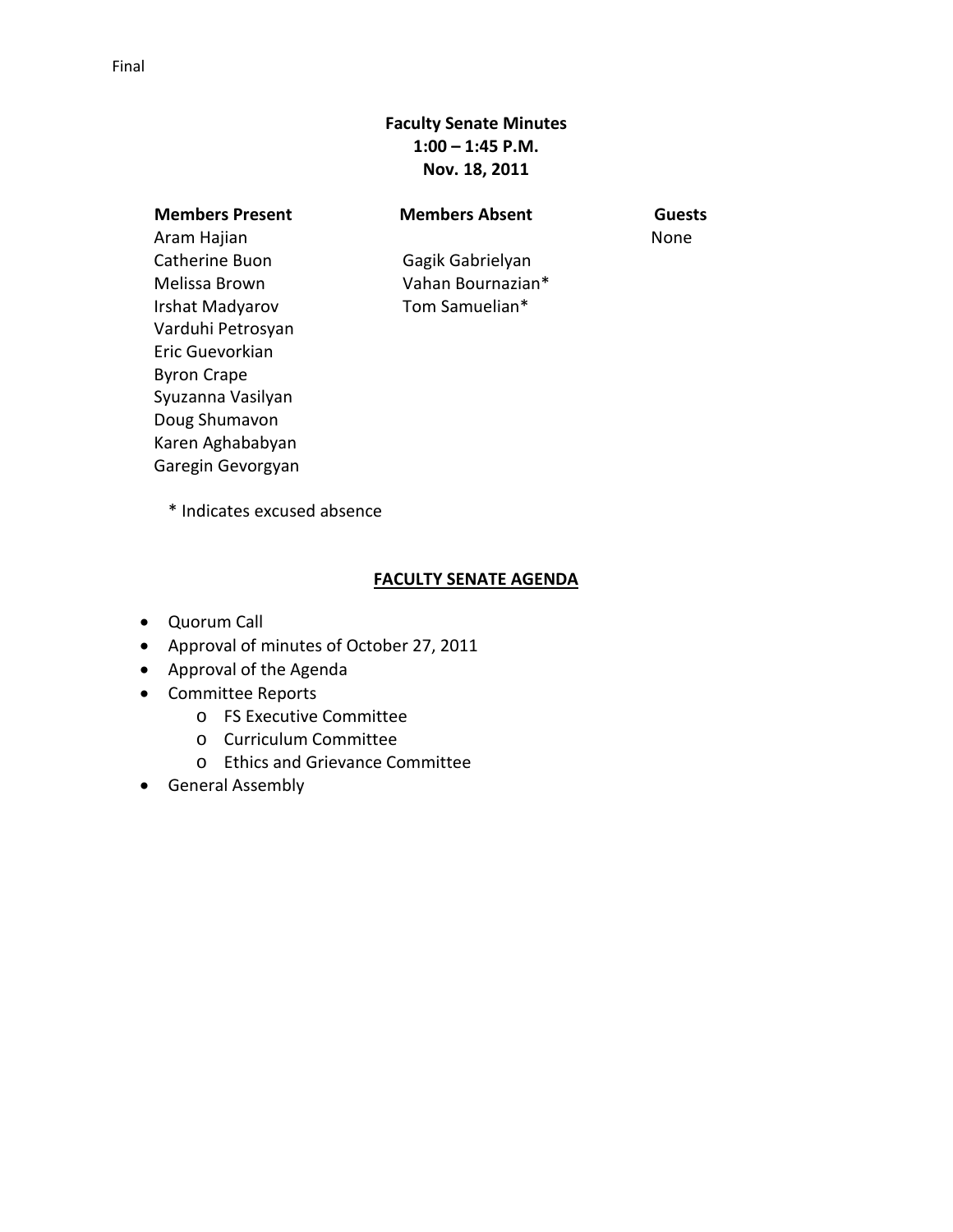Final

**Faculty Senate Minutes**
**1:00 – 1:45 P.M.**
**Nov. 18, 2011**

| **Members Present** | **Members Absent** | **Guests** |
|---|---|---|
| Aram Hajian | | None |
| Catherine Buon | Gagik Gabrielyan | |
| Melissa Brown | Vahan Bournazian* | |
| Irshat Madyarov | Tom Samuelian* | |
| Varduhi Petrosyan | | |
| Eric Guevorkian | | |
| Byron Crape | | |
| Syuzanna Vasilyan | | |
| Doug Shumavon | | |
| Karen Aghababyan | | |
| Garegin Gevorgyan | | |

\* Indicates excused absence

## FACULTY SENATE AGENDA

- Quorum Call
- Approval of minutes of October 27, 2011
- Approval of the Agenda
- Committee Reports
  - FS Executive Committee
  - Curriculum Committee
  - Ethics and Grievance Committee
- General Assembly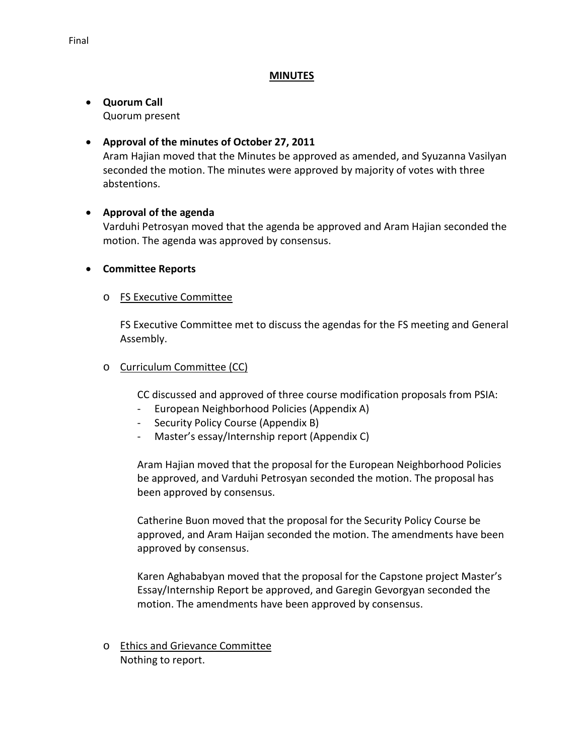Final

## **MINUTES**

- **Quorum Call**
  Quorum present

- **Approval of the minutes of October 27, 2011**
  Aram Hajian moved that the Minutes be approved as amended, and Syuzanna Vasilyan seconded the motion. The minutes were approved by majority of votes with three abstentions.

- **Approval of the agenda**
  Varduhi Petrosyan moved that the agenda be approved and Aram Hajian seconded the motion. The agenda was approved by consensus.

- **Committee Reports**

  - FS Executive Committee

    FS Executive Committee met to discuss the agendas for the FS meeting and General Assembly.

  - Curriculum Committee (CC)

    CC discussed and approved of three course modification proposals from PSIA:
    - European Neighborhood Policies (Appendix A)
    - Security Policy Course (Appendix B)
    - Master's essay/Internship report (Appendix C)

    Aram Hajian moved that the proposal for the European Neighborhood Policies be approved, and Varduhi Petrosyan seconded the motion. The proposal has been approved by consensus.

    Catherine Buon moved that the proposal for the Security Policy Course be approved, and Aram Haijan seconded the motion. The amendments have been approved by consensus.

    Karen Aghababyan moved that the proposal for the Capstone project Master's Essay/Internship Report be approved, and Garegin Gevorgyan seconded the motion. The amendments have been approved by consensus.

  - Ethics and Grievance Committee
    Nothing to report.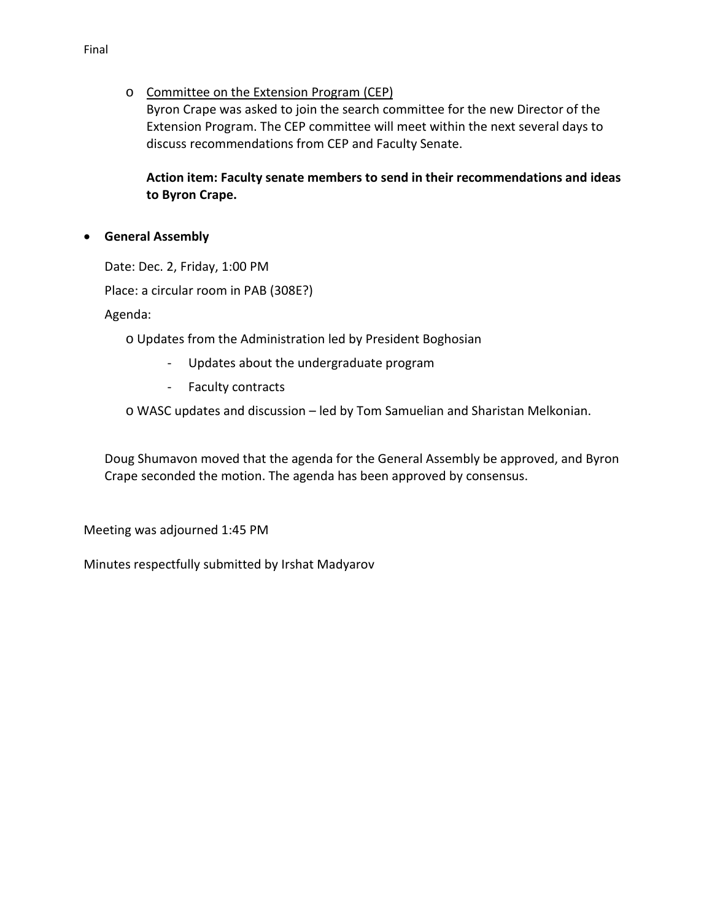Final

- Committee on the Extension Program (CEP)

  Byron Crape was asked to join the search committee for the new Director of the Extension Program. The CEP committee will meet within the next several days to discuss recommendations from CEP and Faculty Senate.

  **Action item: Faculty senate members to send in their recommendations and ideas to Byron Crape.**

- **General Assembly**

  Date: Dec. 2, Friday, 1:00 PM

  Place: a circular room in PAB (308E?)

  Agenda:

  - Updates from the Administration led by President Boghosian
    - Updates about the undergraduate program
    - Faculty contracts
  - WASC updates and discussion – led by Tom Samuelian and Sharistan Melkonian.

  Doug Shumavon moved that the agenda for the General Assembly be approved, and Byron Crape seconded the motion. The agenda has been approved by consensus.

Meeting was adjourned 1:45 PM

Minutes respectfully submitted by Irshat Madyarov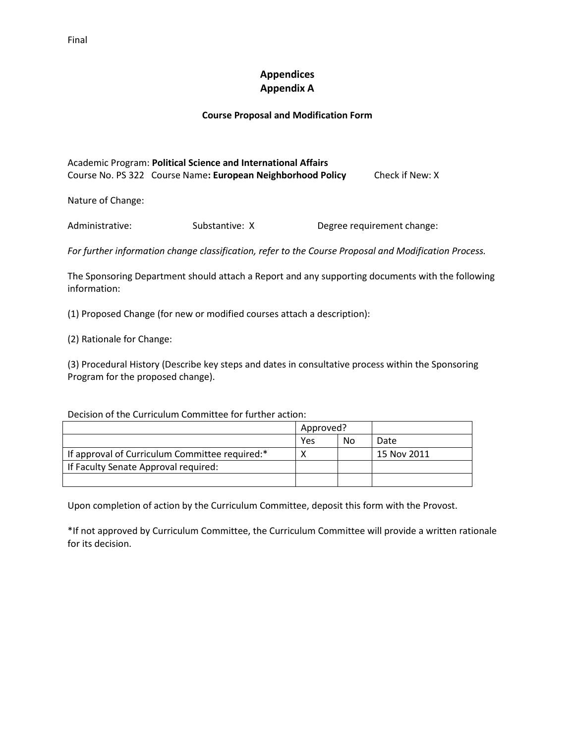Final

# Appendices
## Appendix A

### Course Proposal and Modification Form

Academic Program: **Political Science and International Affairs**
Course No. PS 322 Course Name**: European Neighborhood Policy** Check if New: X

Nature of Change:

Administrative: Substantive: X Degree requirement change:

*For further information change classification, refer to the Course Proposal and Modification Process.*

The Sponsoring Department should attach a Report and any supporting documents with the following information:

(1) Proposed Change (for new or modified courses attach a description):

(2) Rationale for Change:

(3) Procedural History (Describe key steps and dates in consultative process within the Sponsoring Program for the proposed change).

Decision of the Curriculum Committee for further action:

| | Approved? | | |
|---|---|---|---|
| | Yes | No | Date |
| If approval of Curriculum Committee required:* | X | | 15 Nov 2011 |
| If Faculty Senate Approval required: | | | |
| | | | |

Upon completion of action by the Curriculum Committee, deposit this form with the Provost.

*If not approved by Curriculum Committee, the Curriculum Committee will provide a written rationale for its decision.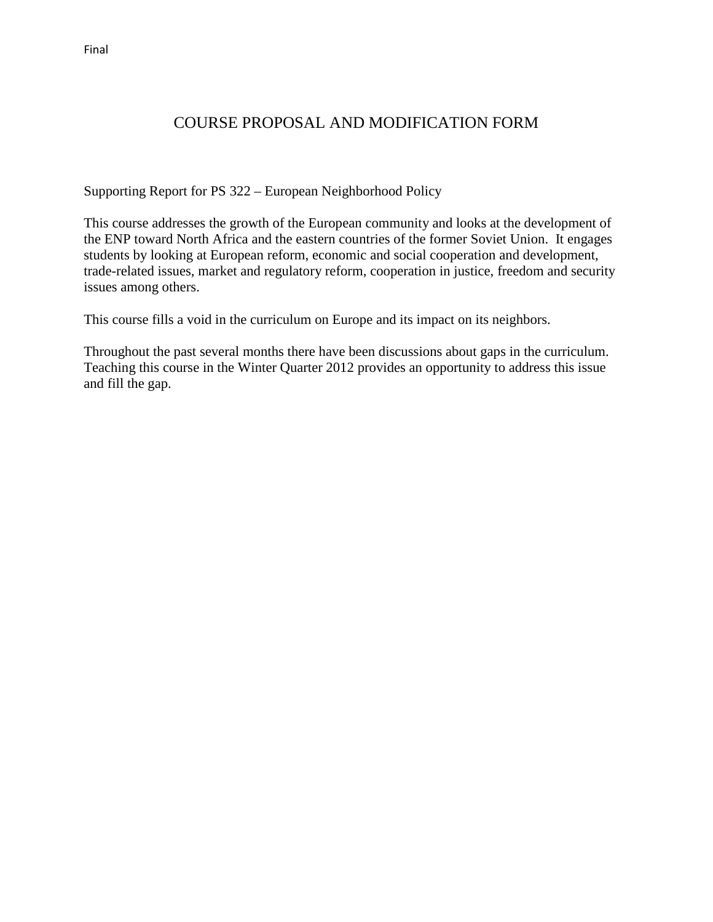Final

# COURSE PROPOSAL AND MODIFICATION FORM

Supporting Report for PS 322 – European Neighborhood Policy

This course addresses the growth of the European community and looks at the development of the ENP toward North Africa and the eastern countries of the former Soviet Union. It engages students by looking at European reform, economic and social cooperation and development, trade-related issues, market and regulatory reform, cooperation in justice, freedom and security issues among others.

This course fills a void in the curriculum on Europe and its impact on its neighbors.

Throughout the past several months there have been discussions about gaps in the curriculum. Teaching this course in the Winter Quarter 2012 provides an opportunity to address this issue and fill the gap.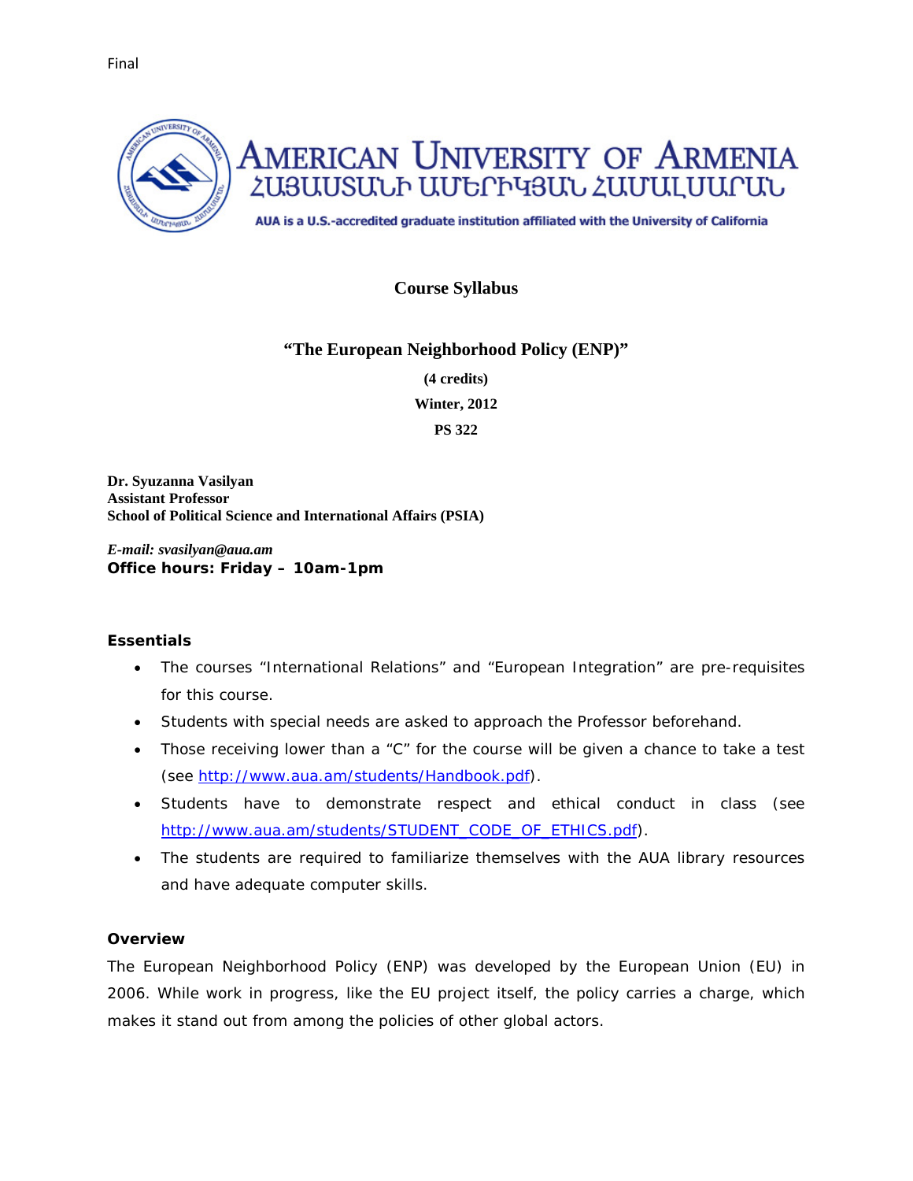Final

**AMERICAN UNIVERSITY OF ARMENIA**
**ՀԱՅԱՍՏԱՆԻ ԱՄԵՐԻԿՅԱՆ ՀԱՄԱԼՍԱՐԱՆ**

AUA is a U.S.-accredited graduate institution affiliated with the University of California

# Course Syllabus

## "The European Neighborhood Policy (ENP)"

**(4 credits)**

**Winter, 2012**

**PS 322**

**Dr. Syuzanna Vasilyan**
**Assistant Professor**
**School of Political Science and International Affairs (PSIA)**

***E-mail: svasilyan@aua.am***
**Office hours: Friday – 10am-1pm**

### Essentials

- The courses "International Relations" and "European Integration" are pre-requisites for this course.
- Students with special needs are asked to approach the Professor beforehand.
- Those receiving lower than a "C" for the course will be given a chance to take a test (see http://www.aua.am/students/Handbook.pdf).
- Students have to demonstrate respect and ethical conduct in class (see http://www.aua.am/students/STUDENT_CODE_OF_ETHICS.pdf).
- The students are required to familiarize themselves with the AUA library resources and have adequate computer skills.

### Overview

The European Neighborhood Policy (ENP) was developed by the European Union (EU) in 2006. While work in progress, like the EU project itself, the policy carries a charge, which makes it stand out from among the policies of other global actors.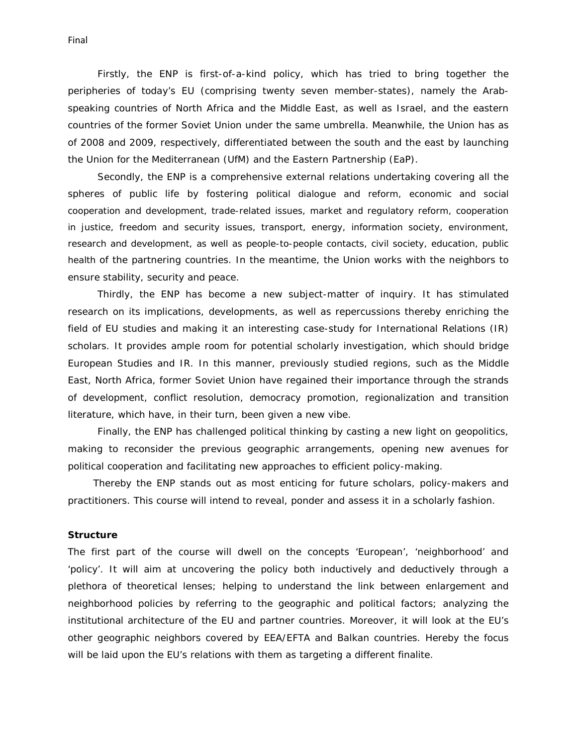Firstly, the ENP is first-of-a-kind policy, which has tried to bring together the peripheries of today's EU (comprising twenty seven member-states), namely the Arab-speaking countries of North Africa and the Middle East, as well as Israel, and the eastern countries of the former Soviet Union under the same umbrella. Meanwhile, the Union has as of 2008 and 2009, respectively, differentiated between the south and the east by launching the Union for the Mediterranean (UfM) and the Eastern Partnership (EaP).

Secondly, the ENP is a comprehensive external relations undertaking covering all the spheres of public life by fostering political dialogue and reform, economic and social cooperation and development, trade-related issues, market and regulatory reform, cooperation in justice, freedom and security issues, transport, energy, information society, environment, research and development, as well as people-to-people contacts, civil society, education, public health of the partnering countries. In the meantime, the Union works with the neighbors to ensure stability, security and peace.

Thirdly, the ENP has become a new subject-matter of inquiry. It has stimulated research on its implications, developments, as well as repercussions thereby enriching the field of EU studies and making it an interesting case-study for International Relations (IR) scholars. It provides ample room for potential scholarly investigation, which should bridge European Studies and IR. In this manner, previously studied regions, such as the Middle East, North Africa, former Soviet Union have regained their importance through the strands of development, conflict resolution, democracy promotion, regionalization and transition literature, which have, in their turn, been given a new vibe.

Finally, the ENP has challenged political thinking by casting a new light on geopolitics, making to reconsider the previous geographic arrangements, opening new avenues for political cooperation and facilitating new approaches to efficient policy-making.

Thereby the ENP stands out as most enticing for future scholars, policy-makers and practitioners. This course will intend to reveal, ponder and assess it in a scholarly fashion.

**Structure**

The first part of the course will dwell on the concepts 'European', 'neighborhood' and 'policy'. It will aim at uncovering the policy both inductively and deductively through a plethora of theoretical lenses; helping to understand the link between enlargement and neighborhood policies by referring to the geographic and political factors; analyzing the institutional architecture of the EU and partner countries. Moreover, it will look at the EU's other geographic neighbors covered by EEA/EFTA and Balkan countries. Hereby the focus will be laid upon the EU's relations with them as targeting a different finalite.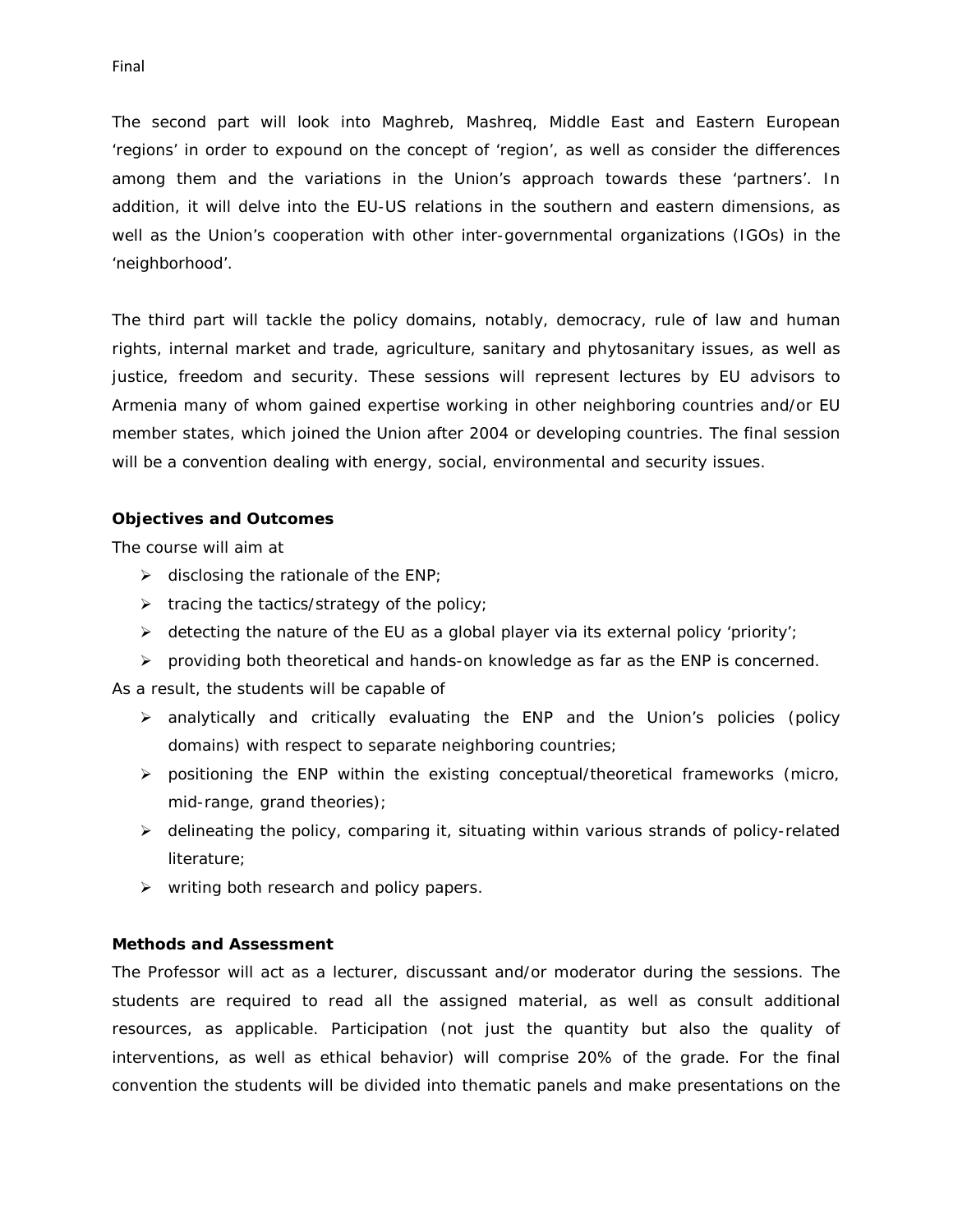The second part will look into Maghreb, Mashreq, Middle East and Eastern European 'regions' in order to expound on the concept of 'region', as well as consider the differences among them and the variations in the Union's approach towards these 'partners'. In addition, it will delve into the EU-US relations in the southern and eastern dimensions, as well as the Union's cooperation with other inter-governmental organizations (IGOs) in the 'neighborhood'.

The third part will tackle the policy domains, notably, democracy, rule of law and human rights, internal market and trade, agriculture, sanitary and phytosanitary issues, as well as justice, freedom and security. These sessions will represent lectures by EU advisors to Armenia many of whom gained expertise working in other neighboring countries and/or EU member states, which joined the Union after 2004 or developing countries. The final session will be a convention dealing with energy, social, environmental and security issues.

**Objectives and Outcomes**

The course will aim at

- disclosing the rationale of the ENP;
- tracing the tactics/strategy of the policy;
- detecting the nature of the EU as a global player via its external policy 'priority';
- providing both theoretical and hands-on knowledge as far as the ENP is concerned.

As a result, the students will be capable of

- analytically and critically evaluating the ENP and the Union's policies (policy domains) with respect to separate neighboring countries;
- positioning the ENP within the existing conceptual/theoretical frameworks (micro, mid-range, grand theories);
- delineating the policy, comparing it, situating within various strands of policy-related literature;
- writing both research and policy papers.

**Methods and Assessment**

The Professor will act as a lecturer, discussant and/or moderator during the sessions. The students are required to read all the assigned material, as well as consult additional resources, as applicable. Participation (not just the quantity but also the quality of interventions, as well as ethical behavior) will comprise 20% of the grade. For the final convention the students will be divided into thematic panels and make presentations on the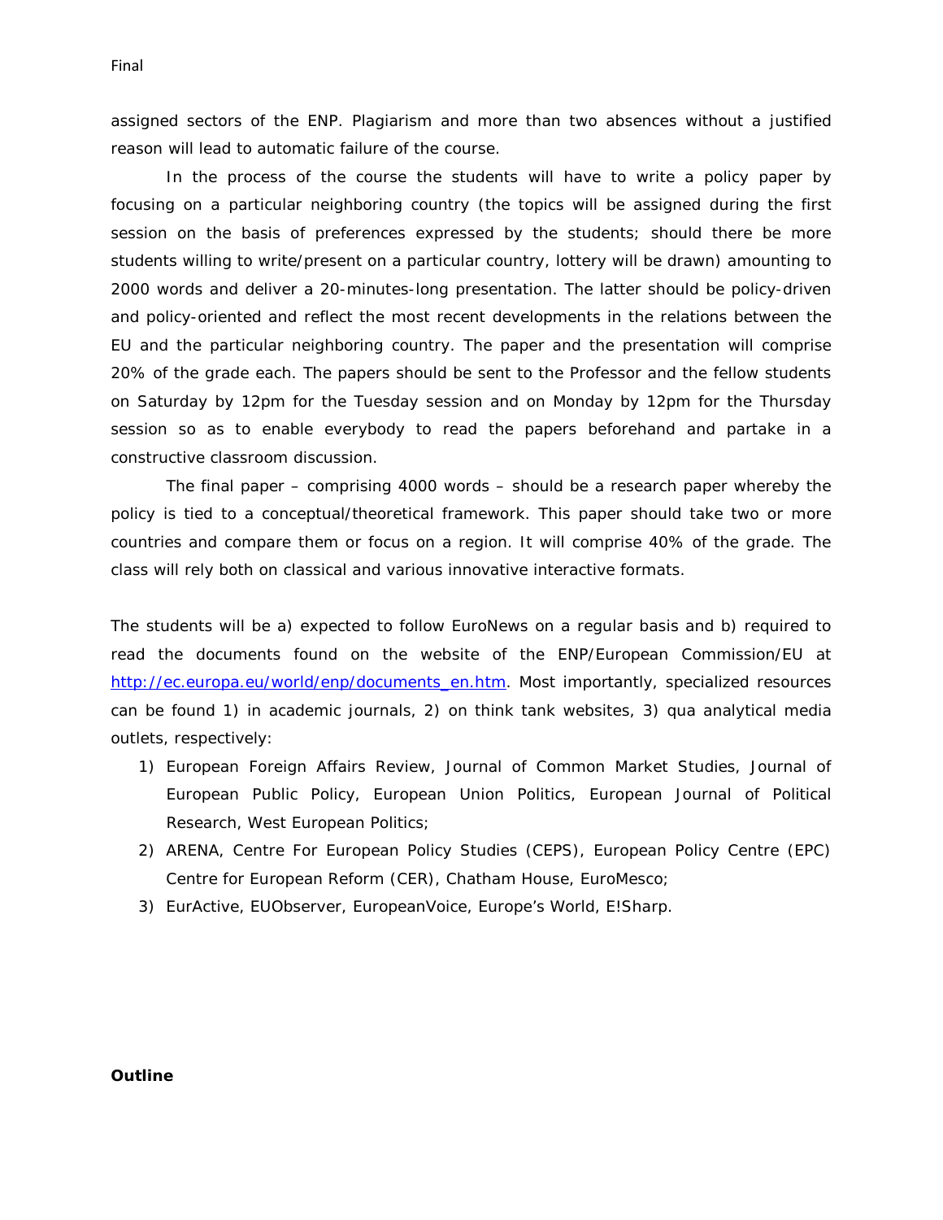assigned sectors of the ENP. Plagiarism and more than two absences without a justified reason will lead to automatic failure of the course.

In the process of the course the students will have to write a policy paper by focusing on a particular neighboring country (the topics will be assigned during the first session on the basis of preferences expressed by the students; should there be more students willing to write/present on a particular country, lottery will be drawn) amounting to 2000 words and deliver a 20-minutes-long presentation. The latter should be policy-driven and policy-oriented and reflect the most recent developments in the relations between the EU and the particular neighboring country. The paper and the presentation will comprise 20% of the grade each. The papers should be sent to the Professor and the fellow students on Saturday by 12pm for the Tuesday session and on Monday by 12pm for the Thursday session so as to enable everybody to read the papers beforehand and partake in a constructive classroom discussion.

The final paper – comprising 4000 words – should be a research paper whereby the policy is tied to a conceptual/theoretical framework. This paper should take two or more countries and compare them or focus on a region. It will comprise 40% of the grade. The class will rely both on classical and various innovative interactive formats.

The students will be a) expected to follow EuroNews on a regular basis and b) required to read the documents found on the website of the ENP/European Commission/EU at [http://ec.europa.eu/world/enp/documents_en.htm](http://ec.europa.eu/world/enp/documents_en.htm). Most importantly, specialized resources can be found 1) in academic journals, 2) on think tank websites, 3) qua analytical media outlets, respectively:

1) European Foreign Affairs Review, Journal of Common Market Studies, Journal of European Public Policy, European Union Politics, European Journal of Political Research, West European Politics;
2) ARENA, Centre For European Policy Studies (CEPS), European Policy Centre (EPC) Centre for European Reform (CER), Chatham House, EuroMesco;
3) EurActive, EUObserver, EuropeanVoice, Europe's World, E!Sharp.

**Outline**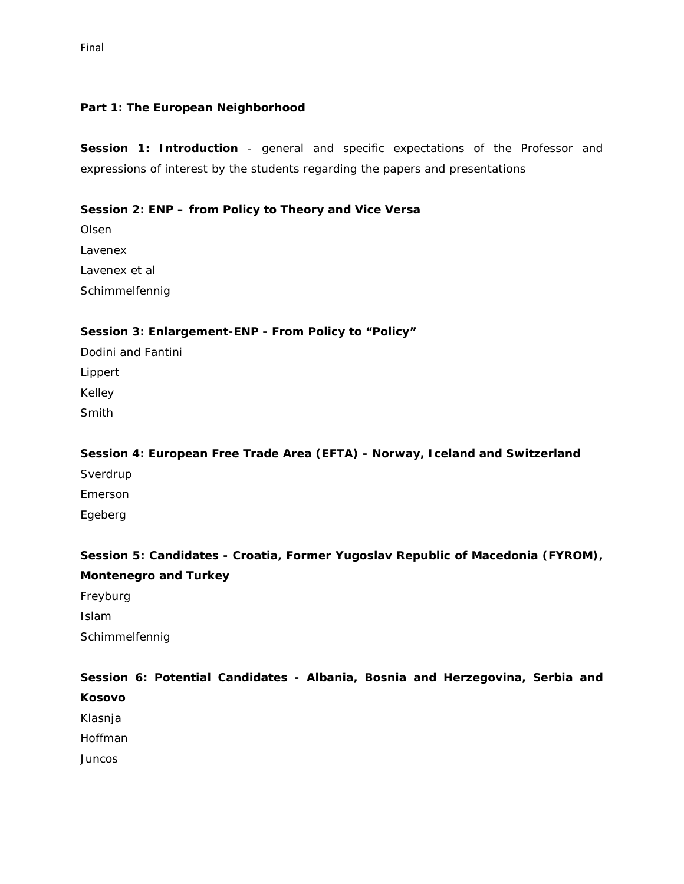Final

**Part 1: The European Neighborhood**

**Session 1: Introduction** - general and specific expectations of the Professor and expressions of interest by the students regarding the papers and presentations

**Session 2: ENP – from Policy to Theory and Vice Versa**

Olsen

Lavenex

Lavenex et al

Schimmelfennig

**Session 3: Enlargement-ENP - From Policy to "Policy"**

Dodini and Fantini

Lippert

Kelley

Smith

**Session 4: European Free Trade Area (EFTA) - Norway, Iceland and Switzerland**

Sverdrup

Emerson

Egeberg

**Session 5: Candidates - Croatia, Former Yugoslav Republic of Macedonia (FYROM), Montenegro and Turkey**

Freyburg

Islam

Schimmelfennig

**Session 6: Potential Candidates - Albania, Bosnia and Herzegovina, Serbia and Kosovo**

Klasnja

Hoffman

Juncos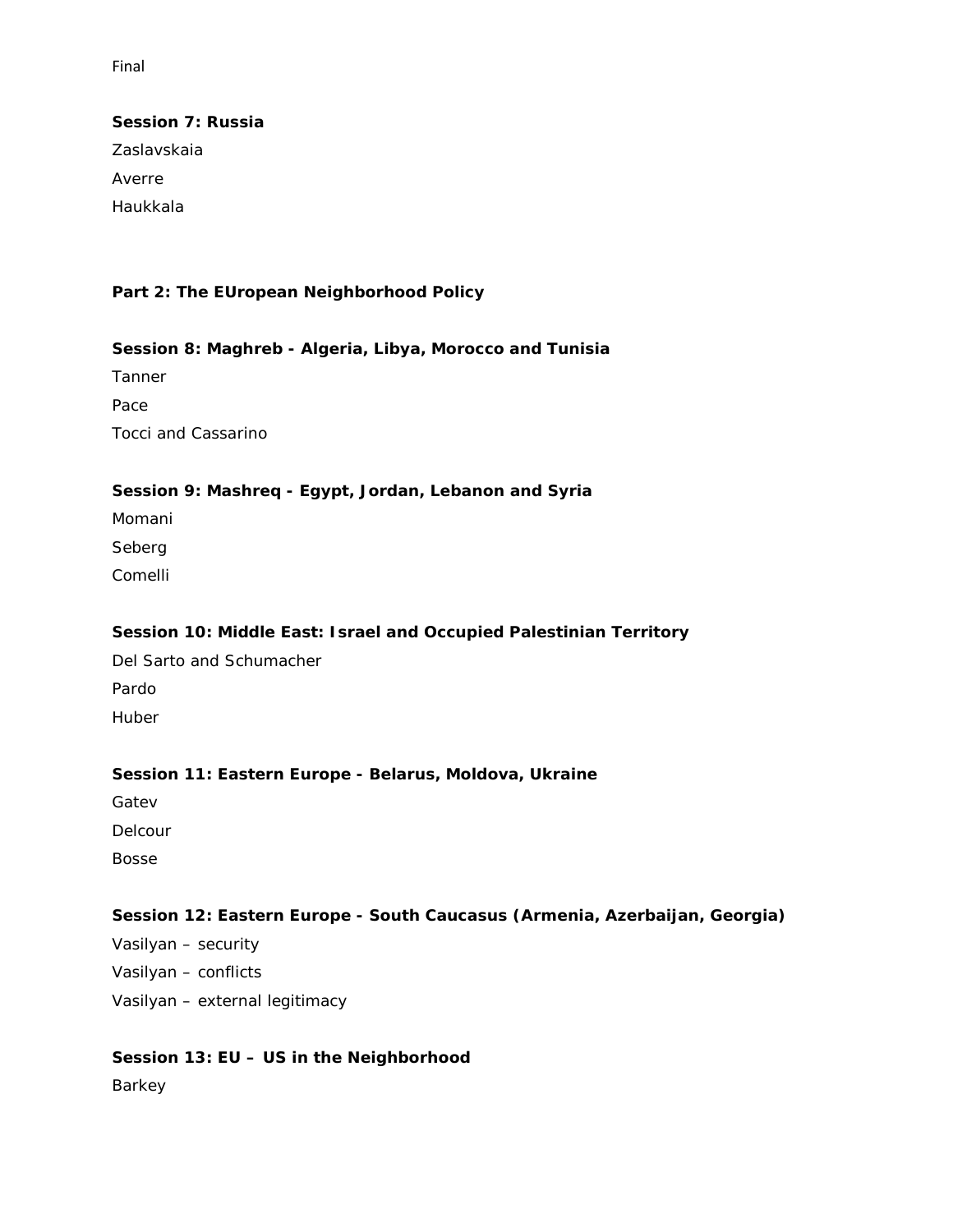Final

**Session 7: Russia**

Zaslavskaia

Averre

Haukkala

**Part 2: The EUropean Neighborhood Policy**

**Session 8: Maghreb - Algeria, Libya, Morocco and Tunisia**

Tanner

Pace

Tocci and Cassarino

**Session 9: Mashreq - Egypt, Jordan, Lebanon and Syria**

Momani

Seberg

Comelli

**Session 10: Middle East: Israel and Occupied Palestinian Territory**

Del Sarto and Schumacher

Pardo

Huber

**Session 11: Eastern Europe - Belarus, Moldova, Ukraine**

Gatev

Delcour

Bosse

**Session 12: Eastern Europe - South Caucasus (Armenia, Azerbaijan, Georgia)**

Vasilyan – security

Vasilyan – conflicts

Vasilyan – external legitimacy

**Session 13: EU – US in the Neighborhood**

Barkey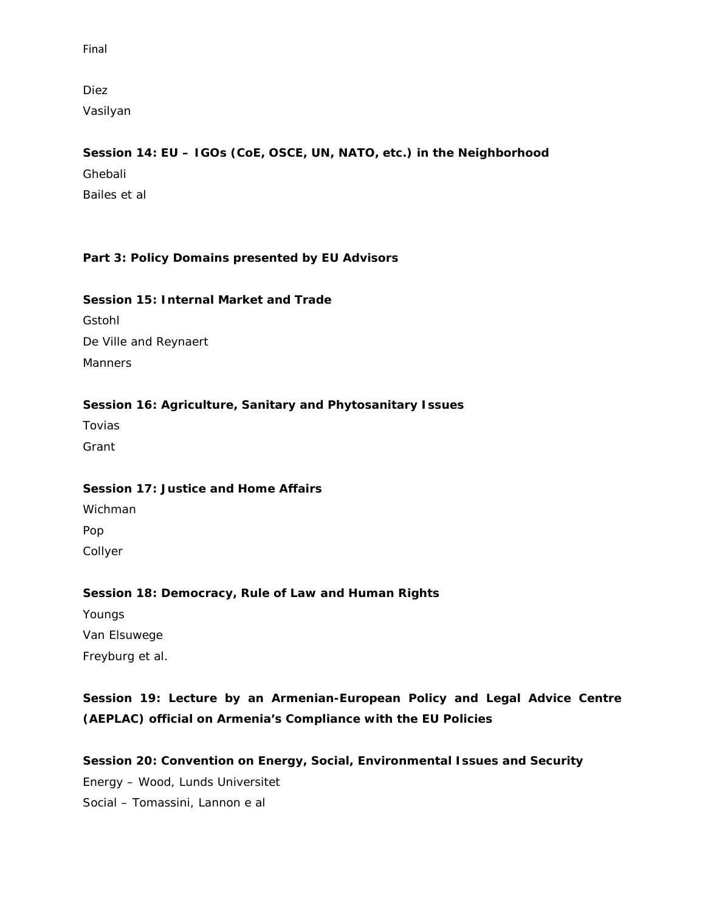Final

Diez

Vasilyan

**Session 14: EU – IGOs (CoE, OSCE, UN, NATO, etc.) in the Neighborhood**

Ghebali

Bailes et al

**Part 3: Policy Domains presented by EU Advisors**

**Session 15: Internal Market and Trade**

Gstohl

De Ville and Reynaert

Manners

**Session 16: Agriculture, Sanitary and Phytosanitary Issues**

Tovias

Grant

**Session 17: Justice and Home Affairs**

Wichman

Pop

Collyer

**Session 18: Democracy, Rule of Law and Human Rights**

Youngs

Van Elsuwege

Freyburg et al.

**Session 19: Lecture by an Armenian-European Policy and Legal Advice Centre (AEPLAC) official on Armenia's Compliance with the EU Policies**

**Session 20: Convention on Energy, Social, Environmental Issues and Security**

Energy – Wood, Lunds Universitet

Social – Tomassini, Lannon e al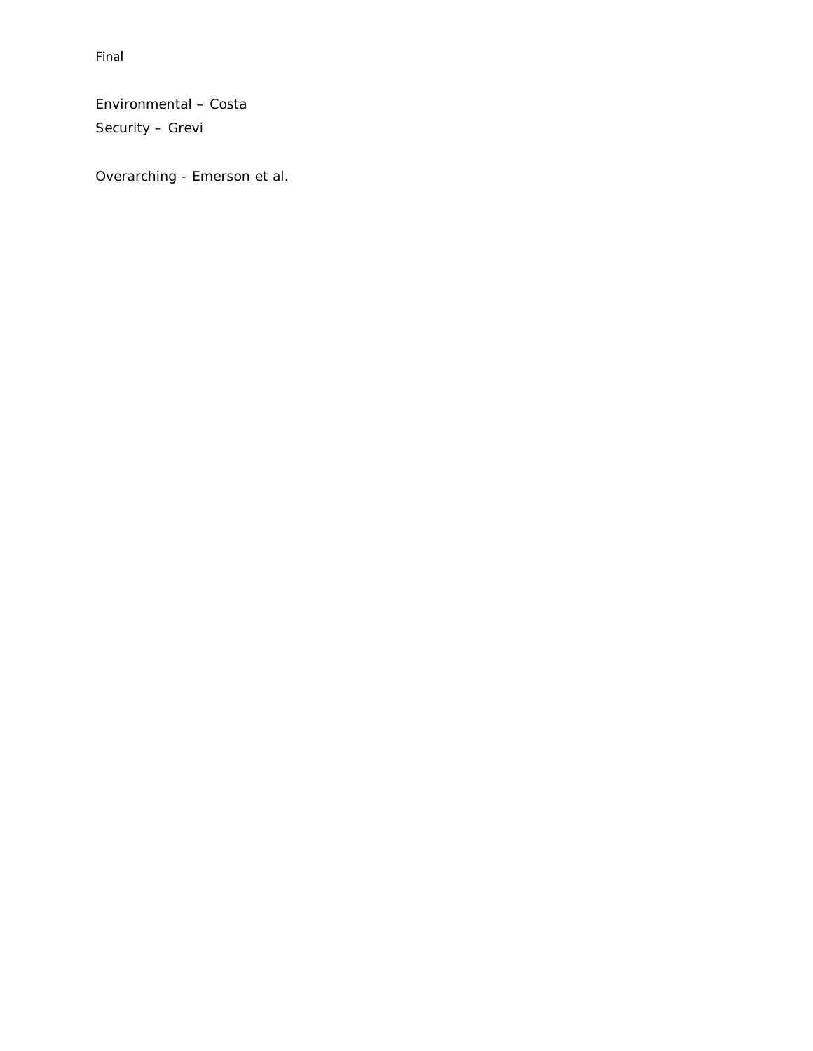Final

Environmental – Costa
Security – Grevi

Overarching - Emerson et al.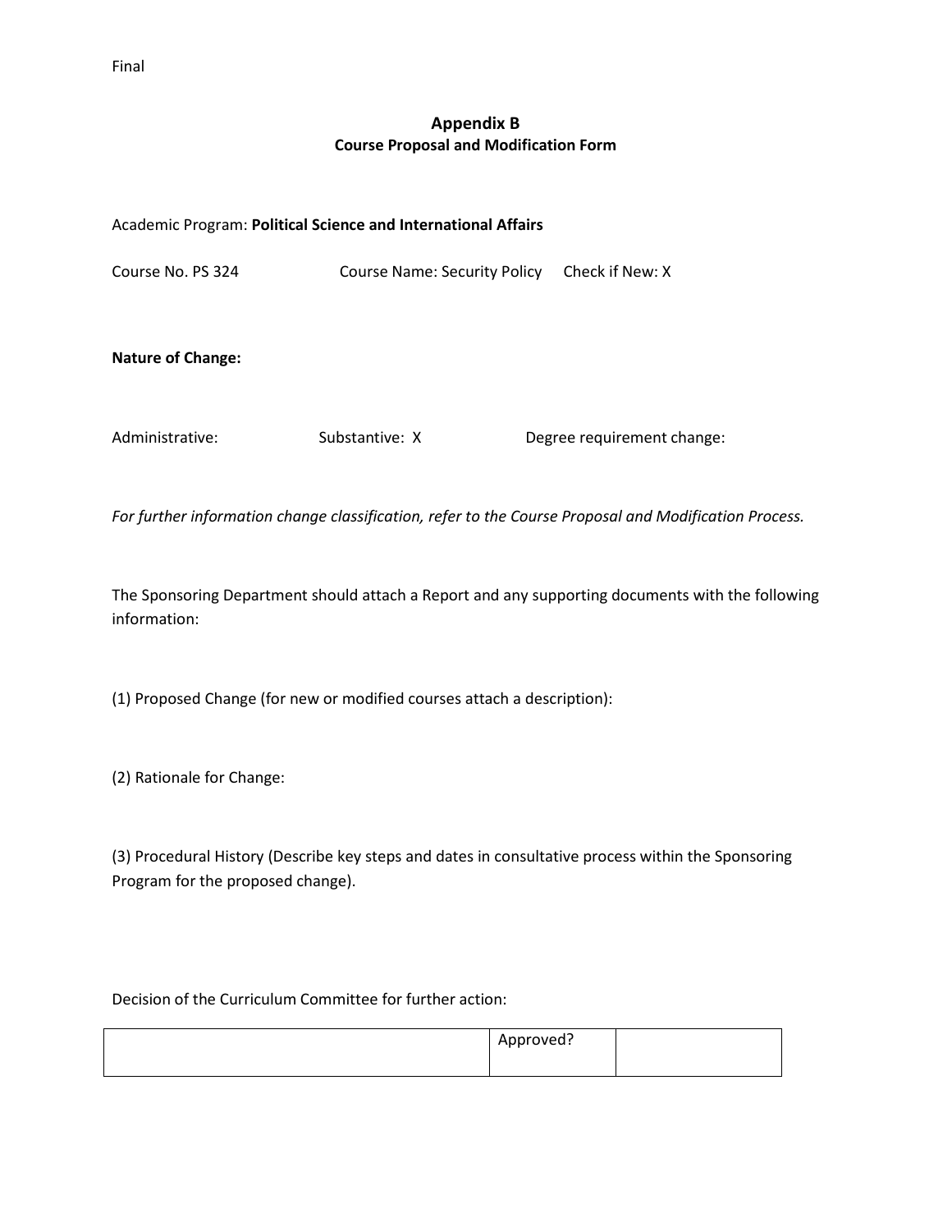Final

## Appendix B
### Course Proposal and Modification Form

Academic Program: **Political Science and International Affairs**

Course No. PS 324 Course Name: Security Policy Check if New: X

**Nature of Change:**

Administrative: Substantive: X Degree requirement change:

*For further information change classification, refer to the Course Proposal and Modification Process.*

The Sponsoring Department should attach a Report and any supporting documents with the following information:

(1) Proposed Change (for new or modified courses attach a description):

(2) Rationale for Change:

(3) Procedural History (Describe key steps and dates in consultative process within the Sponsoring Program for the proposed change).

Decision of the Curriculum Committee for further action:

| | Approved? | |
|---|---|---|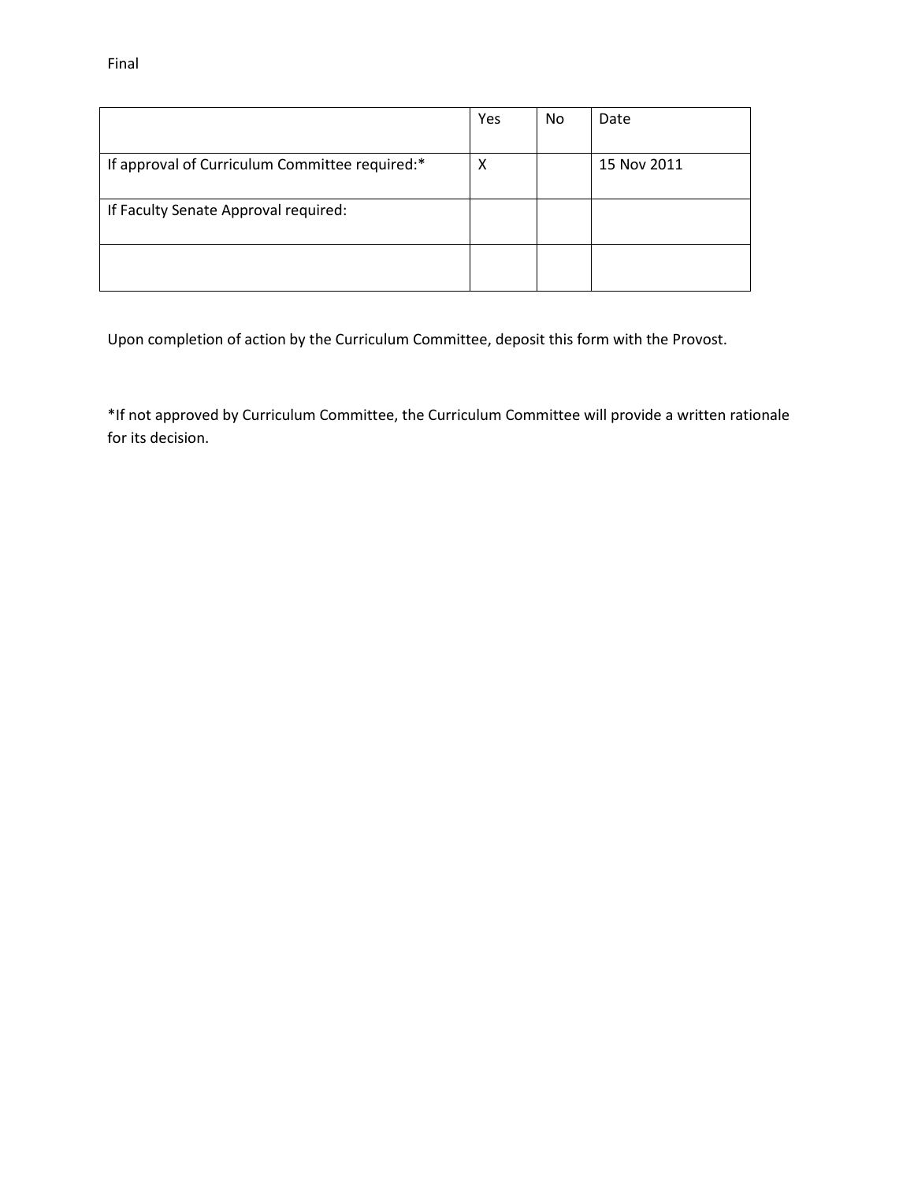Final

| | Yes | No | Date |
|---|---|---|---|
| If approval of Curriculum Committee required:* | X | | 15 Nov 2011 |
| If Faculty Senate Approval required: | | | |
| | | | |

Upon completion of action by the Curriculum Committee, deposit this form with the Provost.

*If not approved by Curriculum Committee, the Curriculum Committee will provide a written rationale for its decision.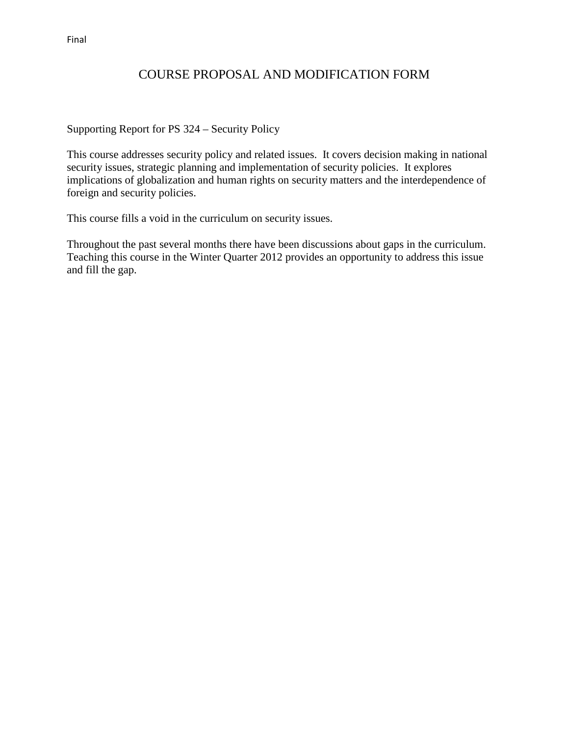Final

# COURSE PROPOSAL AND MODIFICATION FORM

Supporting Report for PS 324 – Security Policy

This course addresses security policy and related issues. It covers decision making in national security issues, strategic planning and implementation of security policies. It explores implications of globalization and human rights on security matters and the interdependence of foreign and security policies.

This course fills a void in the curriculum on security issues.

Throughout the past several months there have been discussions about gaps in the curriculum. Teaching this course in the Winter Quarter 2012 provides an opportunity to address this issue and fill the gap.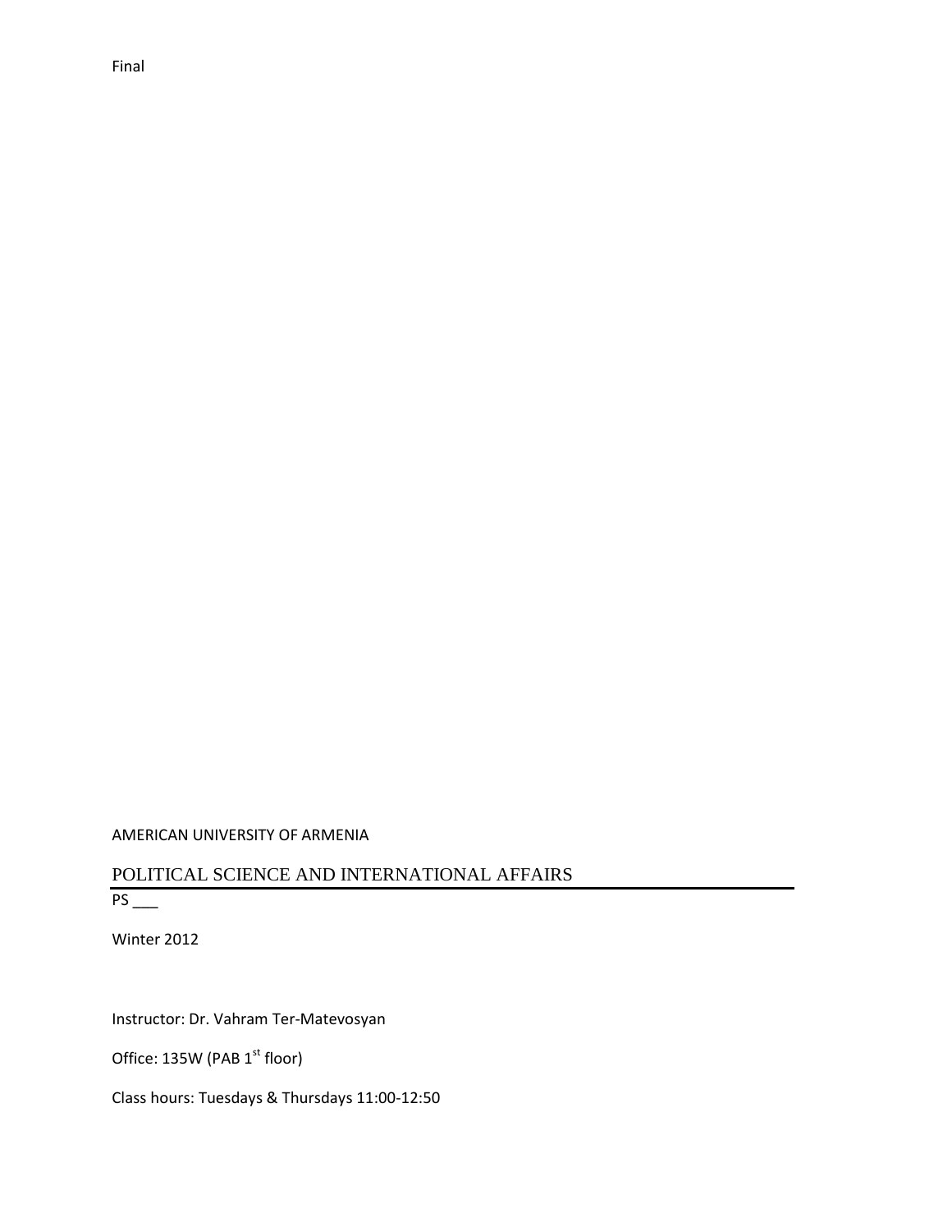Final

AMERICAN UNIVERSITY OF ARMENIA

POLITICAL SCIENCE AND INTERNATIONAL AFFAIRS

PS ___

Winter 2012

Instructor: Dr. Vahram Ter-Matevosyan

Office: 135W (PAB 1st floor)

Class hours: Tuesdays & Thursdays 11:00-12:50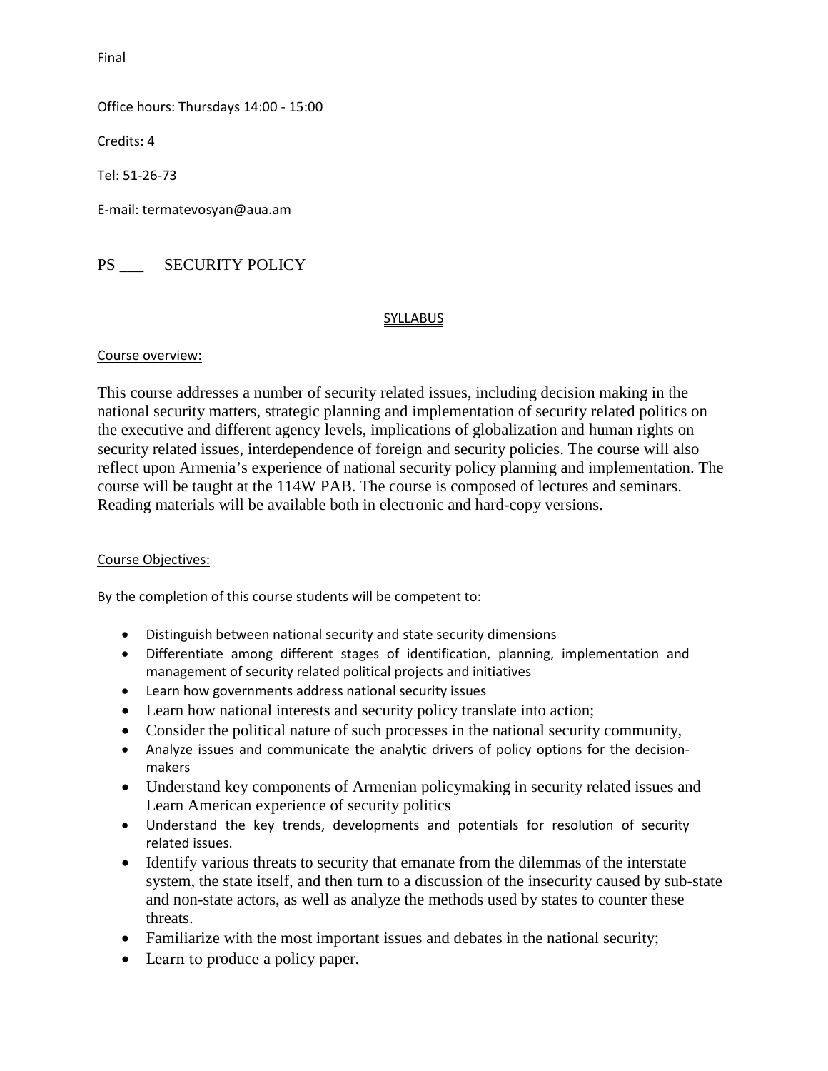Final

Office hours: Thursdays 14:00 - 15:00

Credits: 4

Tel: 51-26-73

E-mail: termatevosyan@aua.am

# PS ___ SECURITY POLICY

## SYLLABUS

### Course overview:

This course addresses a number of security related issues, including decision making in the national security matters, strategic planning and implementation of security related politics on the executive and different agency levels, implications of globalization and human rights on security related issues, interdependence of foreign and security policies. The course will also reflect upon Armenia's experience of national security policy planning and implementation. The course will be taught at the 114W PAB. The course is composed of lectures and seminars. Reading materials will be available both in electronic and hard-copy versions.

### Course Objectives:

By the completion of this course students will be competent to:

- Distinguish between national security and state security dimensions
- Differentiate among different stages of identification, planning, implementation and management of security related political projects and initiatives
- Learn how governments address national security issues
- Learn how national interests and security policy translate into action;
- Consider the political nature of such processes in the national security community,
- Analyze issues and communicate the analytic drivers of policy options for the decision-makers
- Understand key components of Armenian policymaking in security related issues and Learn American experience of security politics
- Understand the key trends, developments and potentials for resolution of security related issues.
- Identify various threats to security that emanate from the dilemmas of the interstate system, the state itself, and then turn to a discussion of the insecurity caused by sub-state and non-state actors, as well as analyze the methods used by states to counter these threats.
- Familiarize with the most important issues and debates in the national security;
- Learn to produce a policy paper.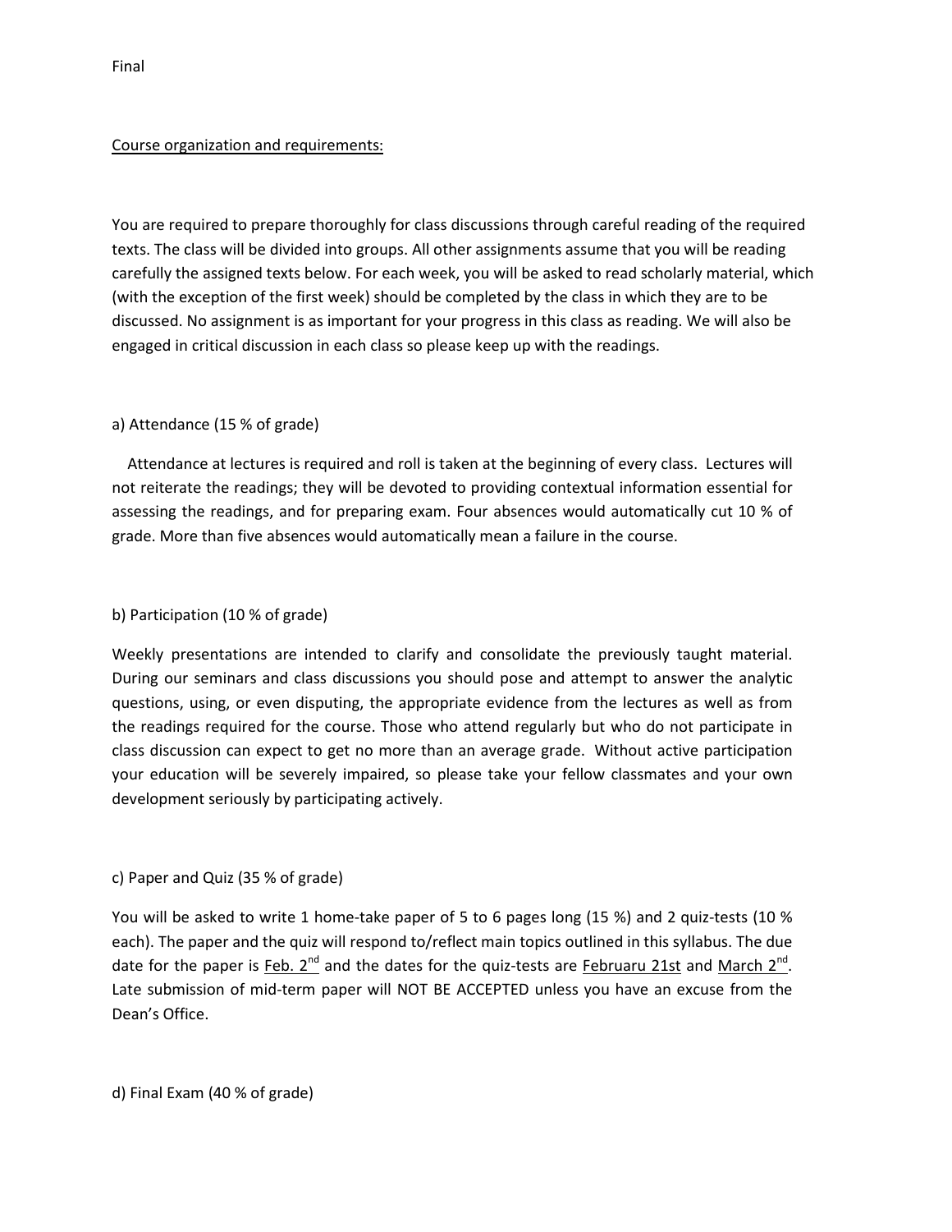Final

Course organization and requirements:

You are required to prepare thoroughly for class discussions through careful reading of the required texts. The class will be divided into groups. All other assignments assume that you will be reading carefully the assigned texts below. For each week, you will be asked to read scholarly material, which (with the exception of the first week) should be completed by the class in which they are to be discussed. No assignment is as important for your progress in this class as reading. We will also be engaged in critical discussion in each class so please keep up with the readings.

a) Attendance (15 % of grade)

Attendance at lectures is required and roll is taken at the beginning of every class. Lectures will not reiterate the readings; they will be devoted to providing contextual information essential for assessing the readings, and for preparing exam. Four absences would automatically cut 10 % of grade. More than five absences would automatically mean a failure in the course.

b) Participation (10 % of grade)

Weekly presentations are intended to clarify and consolidate the previously taught material. During our seminars and class discussions you should pose and attempt to answer the analytic questions, using, or even disputing, the appropriate evidence from the lectures as well as from the readings required for the course. Those who attend regularly but who do not participate in class discussion can expect to get no more than an average grade. Without active participation your education will be severely impaired, so please take your fellow classmates and your own development seriously by participating actively.

c) Paper and Quiz (35 % of grade)

You will be asked to write 1 home-take paper of 5 to 6 pages long (15 %) and 2 quiz-tests (10 % each). The paper and the quiz will respond to/reflect main topics outlined in this syllabus. The due date for the paper is Feb. 2nd and the dates for the quiz-tests are Februaru 21st and March 2nd. Late submission of mid-term paper will NOT BE ACCEPTED unless you have an excuse from the Dean's Office.

d) Final Exam (40 % of grade)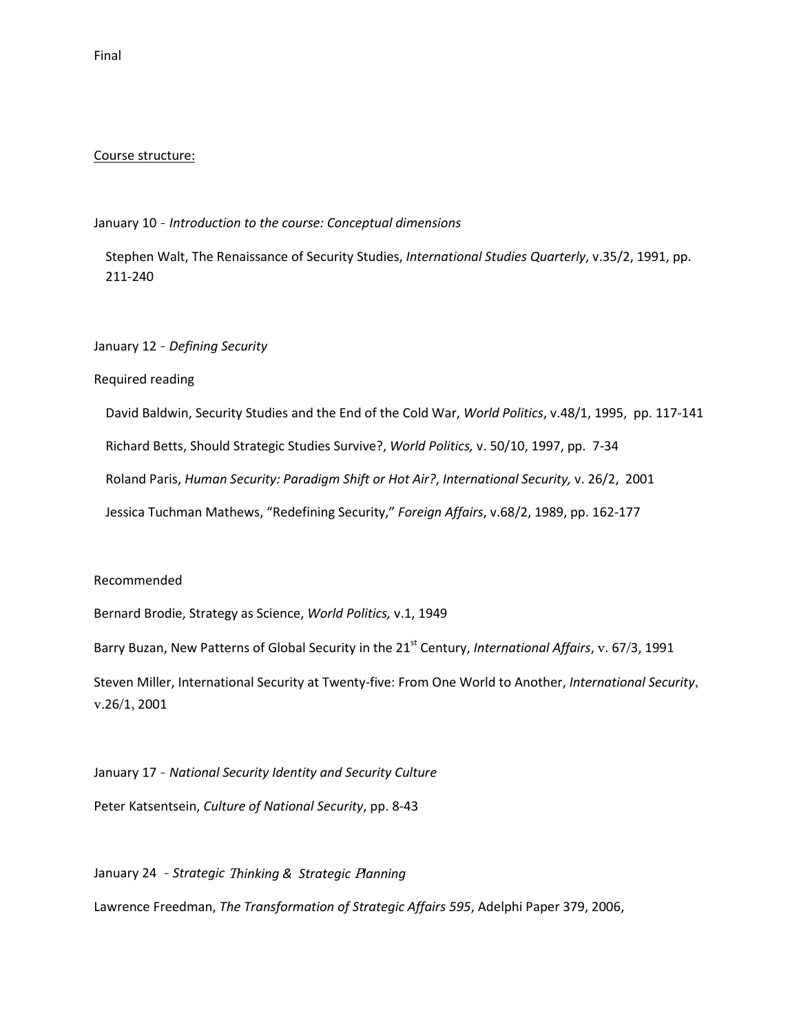Final

<u>Course structure:</u>

January 10 - *Introduction to the course: Conceptual dimensions*

Stephen Walt, The Renaissance of Security Studies, *International Studies Quarterly*, v.35/2, 1991, pp. 211-240

January 12 - *Defining Security*

Required reading

David Baldwin, Security Studies and the End of the Cold War, *World Politics*, v.48/1, 1995, pp. 117-141

Richard Betts, Should Strategic Studies Survive?, *World Politics,* v. 50/10, 1997, pp. 7-34

Roland Paris, *Human Security: Paradigm Shift or Hot Air?*, *International Security,* v. 26/2, 2001

Jessica Tuchman Mathews, "Redefining Security," *Foreign Affairs*, v.68/2, 1989, pp. 162-177

Recommended

Bernard Brodie, Strategy as Science, *World Politics,* v.1, 1949

Barry Buzan, New Patterns of Global Security in the 21st Century, *International Affairs*, v. 67/3, 1991

Steven Miller, International Security at Twenty-five: From One World to Another, *International Security*, v.26/1, 2001

January 17 - *National Security Identity and Security Culture*

Peter Katsentsein, *Culture of National Security*, pp. 8-43

January 24 - *Strategic Thinking & Strategic Planning*

Lawrence Freedman, *The Transformation of Strategic Affairs 595*, Adelphi Paper 379, 2006,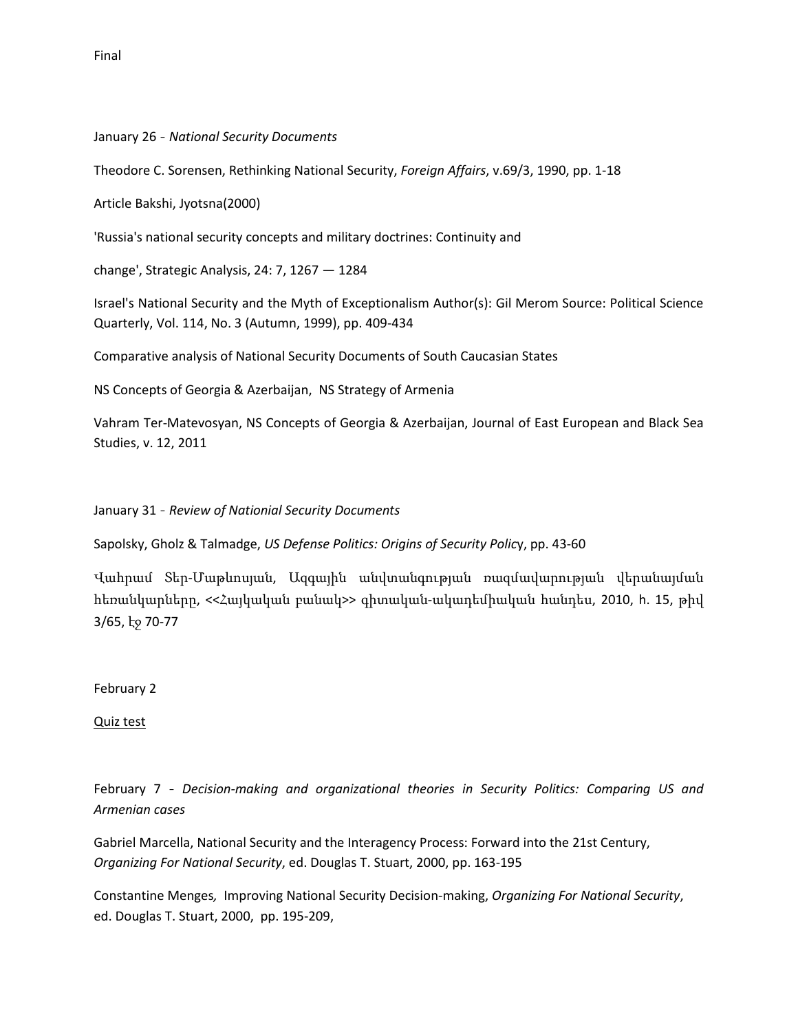Final

January 26 - *National Security Documents*

Theodore C. Sorensen, Rethinking National Security, *Foreign Affairs*, v.69/3, 1990, pp. 1-18

Article Bakshi, Jyotsna(2000)

'Russia's national security concepts and military doctrines: Continuity and

change', Strategic Analysis, 24: 7, 1267 — 1284

Israel's National Security and the Myth of Exceptionalism Author(s): Gil Merom Source: Political Science Quarterly, Vol. 114, No. 3 (Autumn, 1999), pp. 409-434

Comparative analysis of National Security Documents of South Caucasian States

NS Concepts of Georgia & Azerbaijan, NS Strategy of Armenia

Vahram Ter-Matevosyan, NS Concepts of Georgia & Azerbaijan, Journal of East European and Black Sea Studies, v. 12, 2011

January 31 - *Review of Nationial Security Documents*

Sapolsky, Gholz & Talmadge, *US Defense Politics: Origins of Security Policy*, pp. 43-60

Վահրամ Տեր-Մաթևոսյան, Ազգային անվտանգության ռազմավարության վերանայման հեռանկարները, <<Հայկական բանակ>> գիտական-ակադեմիական հանդես, 2010, հ. 15, թիվ 3/65, էջ 70-77

February 2

<u>Quiz test</u>

February 7 - *Decision-making and organizational theories in Security Politics: Comparing US and Armenian cases*

Gabriel Marcella, National Security and the Interagency Process: Forward into the 21st Century, *Organizing For National Security*, ed. Douglas T. Stuart, 2000, pp. 163-195

Constantine Menges*,* Improving National Security Decision-making, *Organizing For National Security*, ed. Douglas T. Stuart, 2000, pp. 195-209,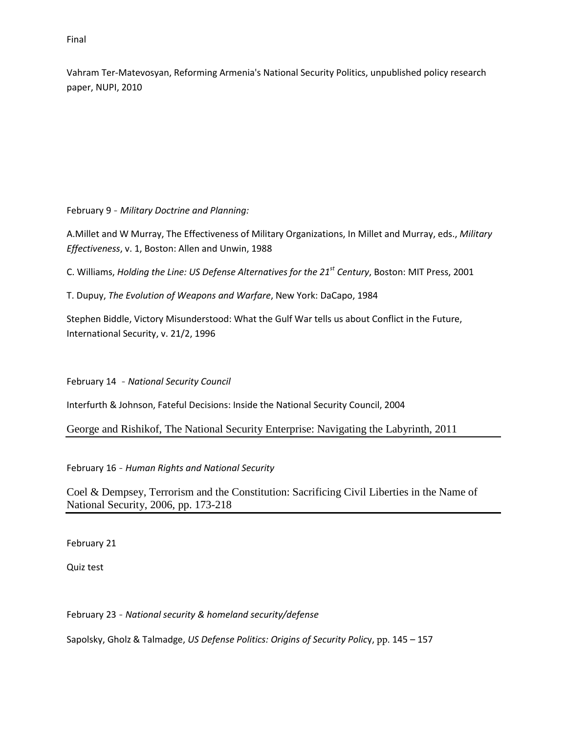Final

Vahram Ter-Matevosyan, Reforming Armenia's National Security Politics, unpublished policy research paper, NUPI, 2010

February 9 - *Military Doctrine and Planning:*

A.Millet and W Murray, The Effectiveness of Military Organizations, In Millet and Murray, eds., *Military Effectiveness*, v. 1, Boston: Allen and Unwin, 1988

C. Williams, *Holding the Line: US Defense Alternatives for the 21st Century*, Boston: MIT Press, 2001

T. Dupuy, *The Evolution of Weapons and Warfare*, New York: DaCapo, 1984

Stephen Biddle, Victory Misunderstood: What the Gulf War tells us about Conflict in the Future, International Security, v. 21/2, 1996

February 14 - *National Security Council*

Interfurth & Johnson, Fateful Decisions: Inside the National Security Council, 2004

George and Rishikof, The National Security Enterprise: Navigating the Labyrinth, 2011

February 16 - *Human Rights and National Security*

Coel & Dempsey, Terrorism and the Constitution: Sacrificing Civil Liberties in the Name of National Security, 2006, pp. 173-218

February 21

Quiz test

February 23 - *National security & homeland security/defense*

Sapolsky, Gholz & Talmadge, *US Defense Politics: Origins of Security Policy*, pp. 145 – 157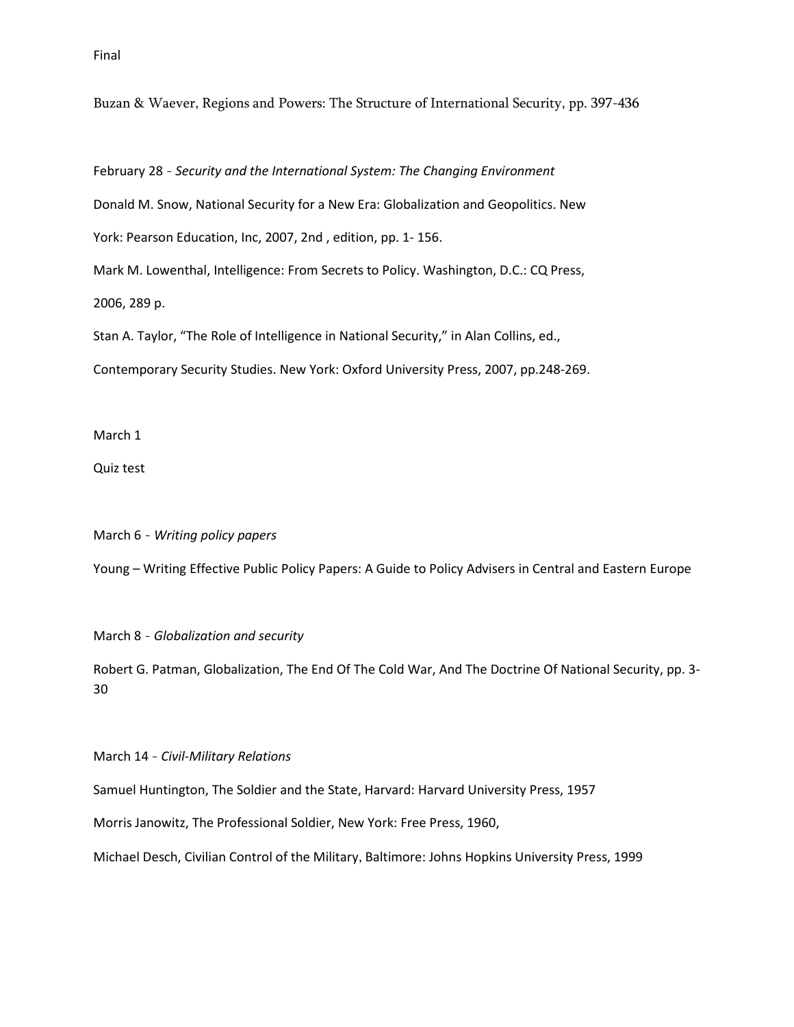Final

Buzan & Waever, Regions and Powers: The Structure of International Security, pp. 397-436

February 28 - *Security and the International System: The Changing Environment*

Donald M. Snow, National Security for a New Era: Globalization and Geopolitics. New York: Pearson Education, Inc, 2007, 2nd , edition, pp. 1- 156.

Mark M. Lowenthal, Intelligence: From Secrets to Policy. Washington, D.C.: CQ Press, 2006, 289 p.

Stan A. Taylor, "The Role of Intelligence in National Security," in Alan Collins, ed., Contemporary Security Studies. New York: Oxford University Press, 2007, pp.248-269.

March 1

Quiz test

March 6 - *Writing policy papers*

Young – Writing Effective Public Policy Papers: A Guide to Policy Advisers in Central and Eastern Europe

March 8 - *Globalization and security*

Robert G. Patman, Globalization, The End Of The Cold War, And The Doctrine Of National Security, pp. 3-30

March 14 - *Civil-Military Relations*

Samuel Huntington, The Soldier and the State, Harvard: Harvard University Press, 1957

Morris Janowitz, The Professional Soldier, New York: Free Press, 1960,

Michael Desch, Civilian Control of the Military, Baltimore: Johns Hopkins University Press, 1999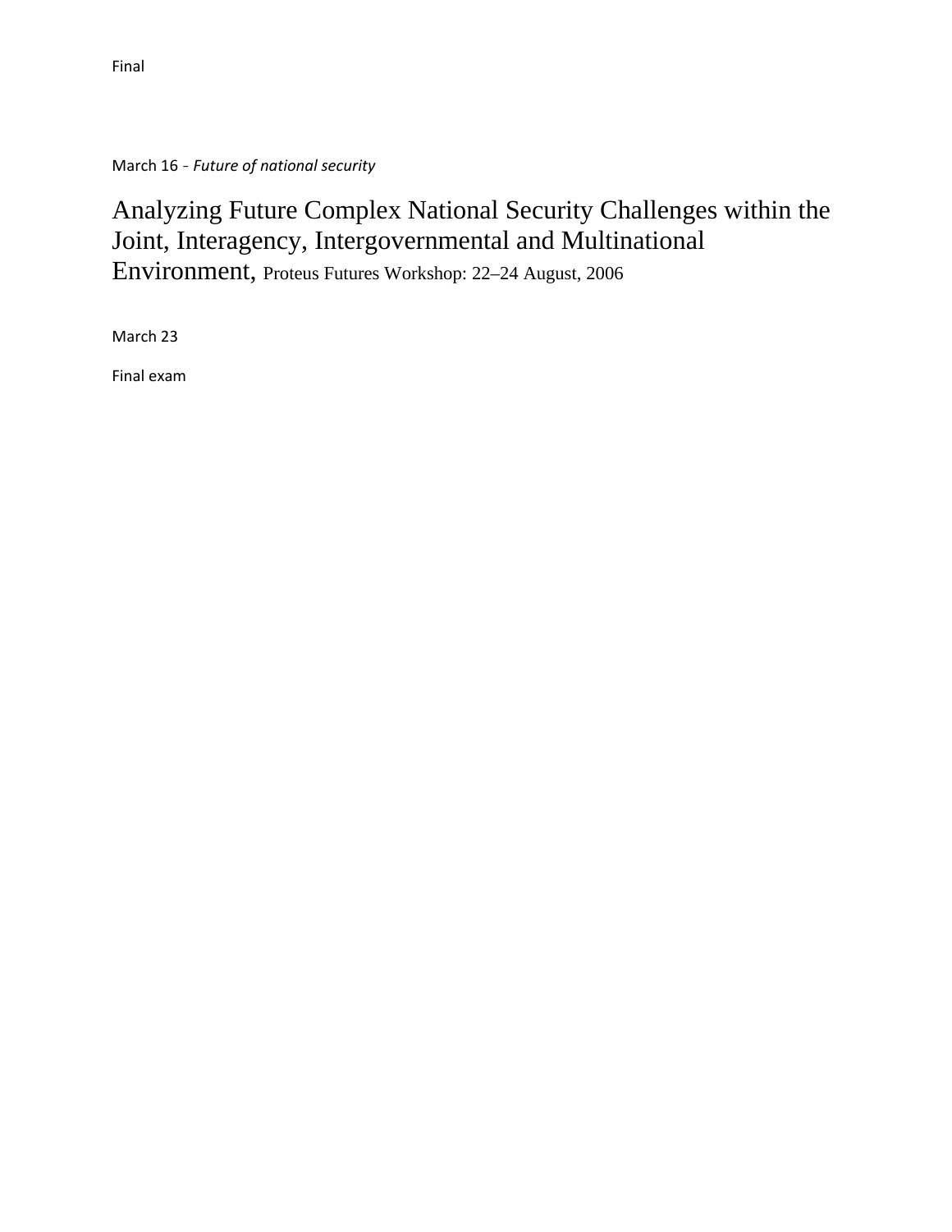Final

March 16 - *Future of national security*

Analyzing Future Complex National Security Challenges within the Joint, Interagency, Intergovernmental and Multinational Environment, Proteus Futures Workshop: 22–24 August, 2006

March 23

Final exam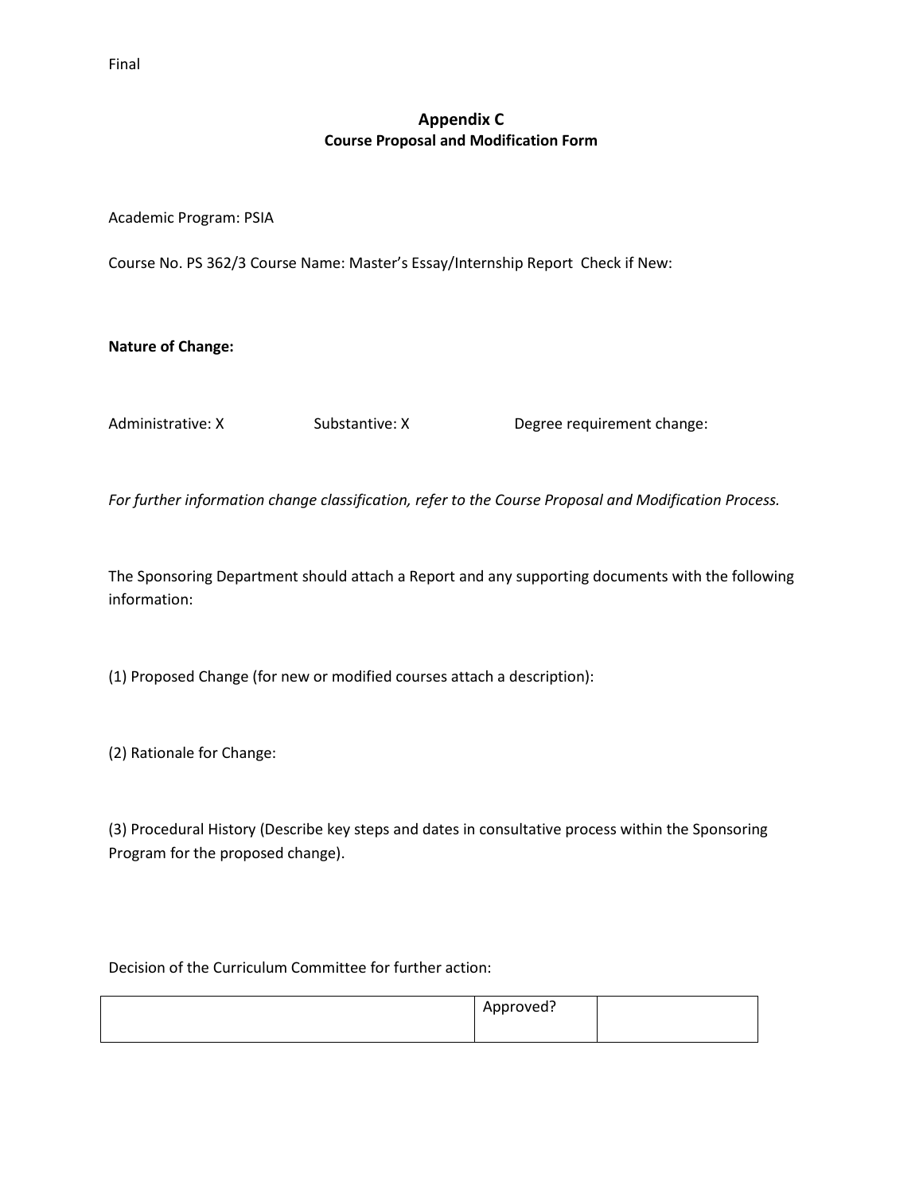Final

## Appendix C
### Course Proposal and Modification Form

Academic Program: PSIA

Course No. PS 362/3 Course Name: Master's Essay/Internship Report Check if New:

**Nature of Change:**

Administrative: X Substantive: X Degree requirement change:

*For further information change classification, refer to the Course Proposal and Modification Process.*

The Sponsoring Department should attach a Report and any supporting documents with the following information:

(1) Proposed Change (for new or modified courses attach a description):

(2) Rationale for Change:

(3) Procedural History (Describe key steps and dates in consultative process within the Sponsoring Program for the proposed change).

Decision of the Curriculum Committee for further action:

| | Approved? | |
|---|---|---|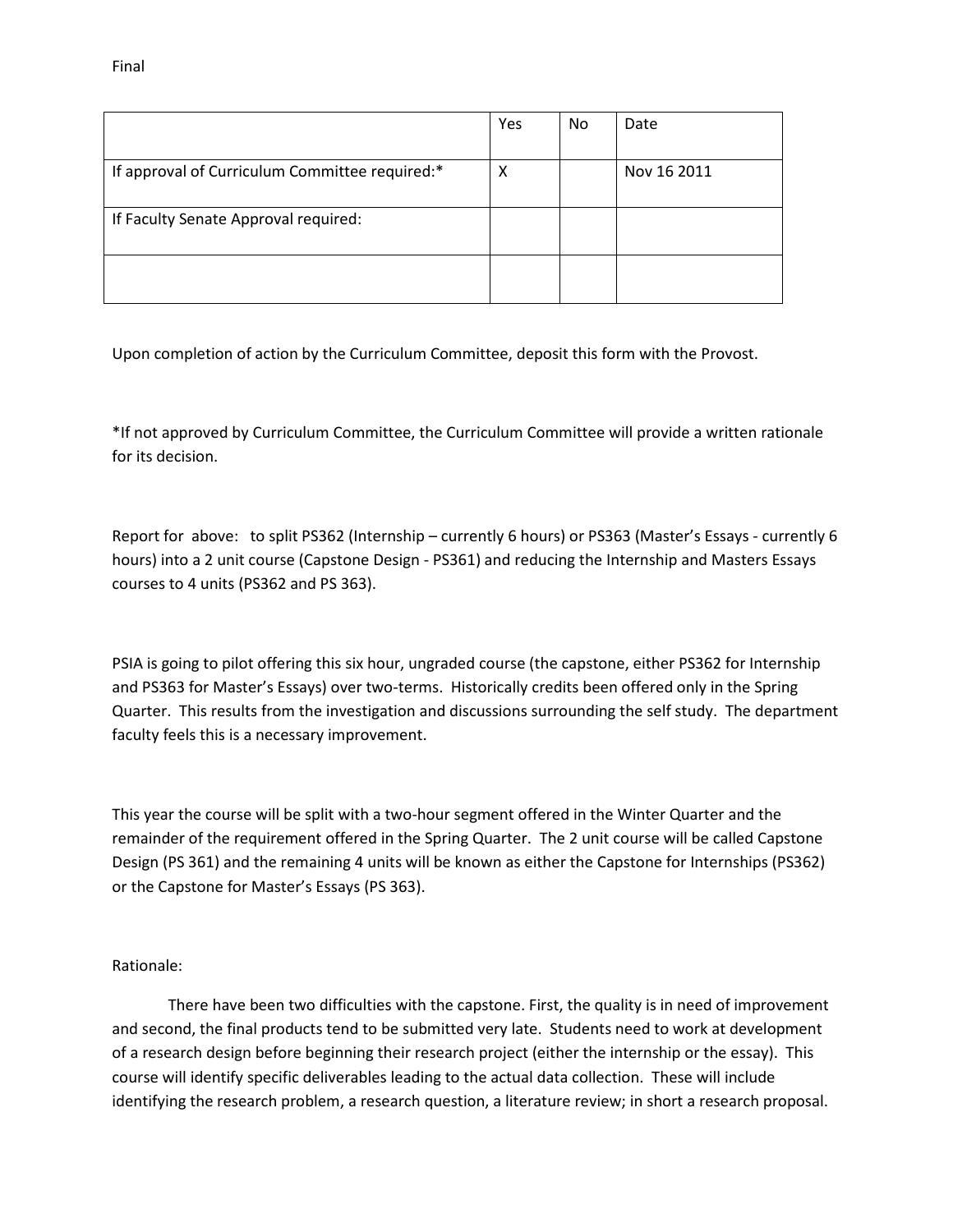Final

| | Yes | No | Date |
|---|---|---|---|
| If approval of Curriculum Committee required:* | X | | Nov 16 2011 |
| If Faculty Senate Approval required: | | | |
| | | | |

Upon completion of action by the Curriculum Committee, deposit this form with the Provost.

*If not approved by Curriculum Committee, the Curriculum Committee will provide a written rationale for its decision.

Report for above: to split PS362 (Internship – currently 6 hours) or PS363 (Master's Essays - currently 6 hours) into a 2 unit course (Capstone Design - PS361) and reducing the Internship and Masters Essays courses to 4 units (PS362 and PS 363).

PSIA is going to pilot offering this six hour, ungraded course (the capstone, either PS362 for Internship and PS363 for Master's Essays) over two-terms. Historically credits been offered only in the Spring Quarter. This results from the investigation and discussions surrounding the self study. The department faculty feels this is a necessary improvement.

This year the course will be split with a two-hour segment offered in the Winter Quarter and the remainder of the requirement offered in the Spring Quarter. The 2 unit course will be called Capstone Design (PS 361) and the remaining 4 units will be known as either the Capstone for Internships (PS362) or the Capstone for Master's Essays (PS 363).

Rationale:

There have been two difficulties with the capstone. First, the quality is in need of improvement and second, the final products tend to be submitted very late. Students need to work at development of a research design before beginning their research project (either the internship or the essay). This course will identify specific deliverables leading to the actual data collection. These will include identifying the research problem, a research question, a literature review; in short a research proposal.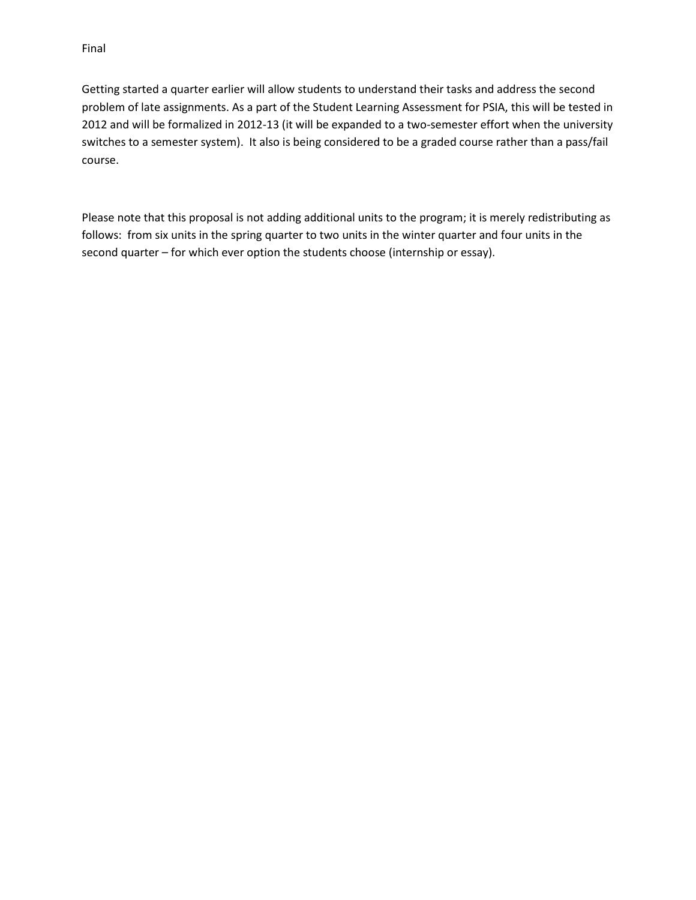Final

Getting started a quarter earlier will allow students to understand their tasks and address the second problem of late assignments. As a part of the Student Learning Assessment for PSIA, this will be tested in 2012 and will be formalized in 2012-13 (it will be expanded to a two-semester effort when the university switches to a semester system). It also is being considered to be a graded course rather than a pass/fail course.

Please note that this proposal is not adding additional units to the program; it is merely redistributing as follows: from six units in the spring quarter to two units in the winter quarter and four units in the second quarter – for which ever option the students choose (internship or essay).